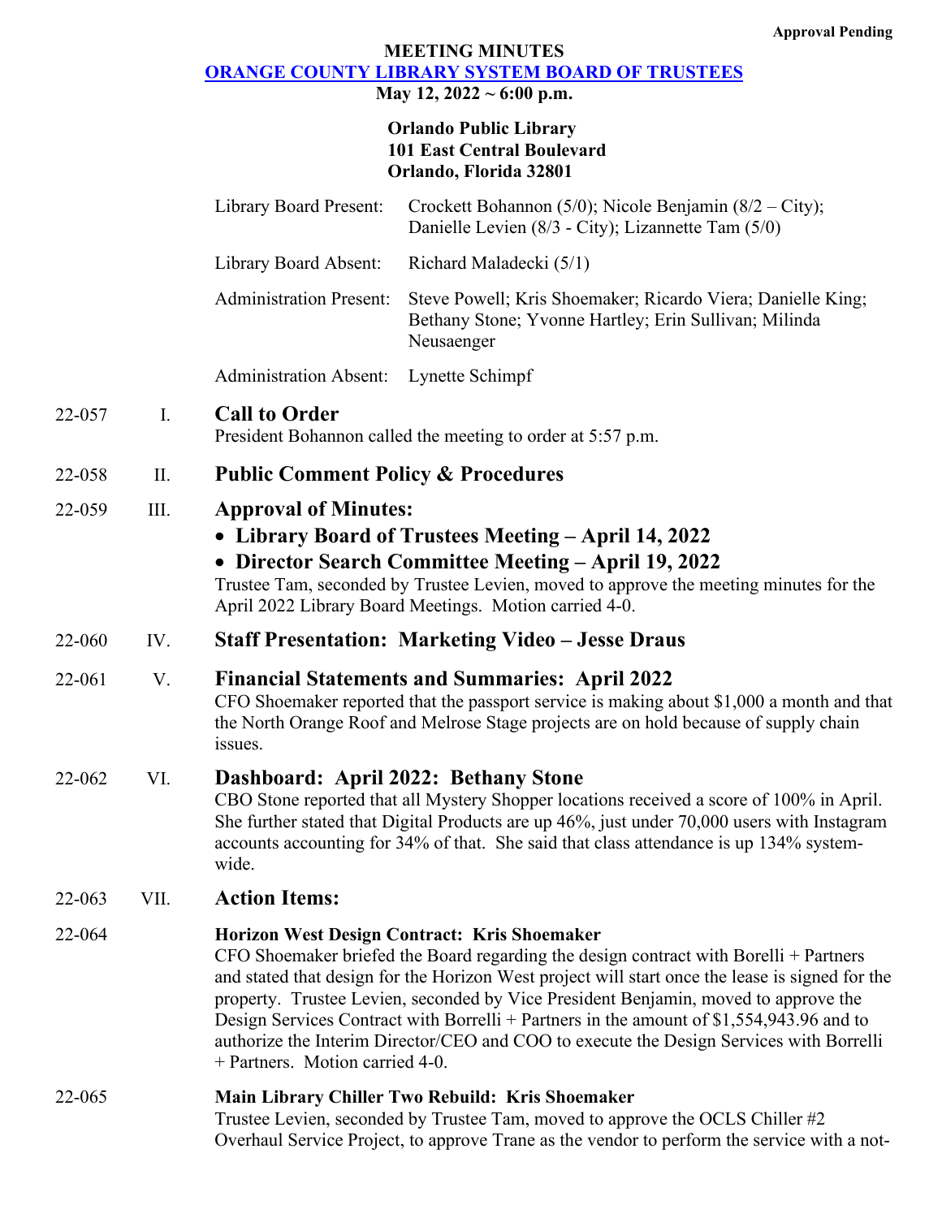**Approval Pending**

**MEETING MINUTES**

**[ORANGE COUNTY LIBRARY SYSTEM BOARD OF TRUSTEES]**

**May 12, 2022 ~ 6:00 p.m.**

**Orlando Public Library**
**101 East Central Boulevard**
**Orlando, Florida 32801**

| | |
|---|---|
| Library Board Present: | Crockett Bohannon (5/0); Nicole Benjamin (8/2 – City); Danielle Levien (8/3 - City); Lizannette Tam (5/0) |
| Library Board Absent: | Richard Maladecki (5/1) |
| Administration Present: | Steve Powell; Kris Shoemaker; Ricardo Viera; Danielle King; Bethany Stone; Yvonne Hartley; Erin Sullivan; Milinda Neusaenger |
| Administration Absent: | Lynette Schimpf |

22-057 I. **Call to Order**

President Bohannon called the meeting to order at 5:57 p.m.

22-058 II. **Public Comment Policy & Procedures**

22-059 III. **Approval of Minutes:**

- **Library Board of Trustees Meeting – April 14, 2022**
- **Director Search Committee Meeting – April 19, 2022**

Trustee Tam, seconded by Trustee Levien, moved to approve the meeting minutes for the April 2022 Library Board Meetings. Motion carried 4-0.

22-060 IV. **Staff Presentation: Marketing Video – Jesse Draus**

22-061 V. **Financial Statements and Summaries: April 2022**

CFO Shoemaker reported that the passport service is making about $1,000 a month and that the North Orange Roof and Melrose Stage projects are on hold because of supply chain issues.

22-062 VI. **Dashboard: April 2022: Bethany Stone**

CBO Stone reported that all Mystery Shopper locations received a score of 100% in April. She further stated that Digital Products are up 46%, just under 70,000 users with Instagram accounts accounting for 34% of that. She said that class attendance is up 134% system-wide.

22-063 VII. **Action Items:**

22-064 **Horizon West Design Contract: Kris Shoemaker**

CFO Shoemaker briefed the Board regarding the design contract with Borelli + Partners and stated that design for the Horizon West project will start once the lease is signed for the property. Trustee Levien, seconded by Vice President Benjamin, moved to approve the Design Services Contract with Borrelli + Partners in the amount of $1,554,943.96 and to authorize the Interim Director/CEO and COO to execute the Design Services with Borrelli + Partners. Motion carried 4-0.

22-065 **Main Library Chiller Two Rebuild: Kris Shoemaker**

Trustee Levien, seconded by Trustee Tam, moved to approve the OCLS Chiller #2 Overhaul Service Project, to approve Trane as the vendor to perform the service with a not-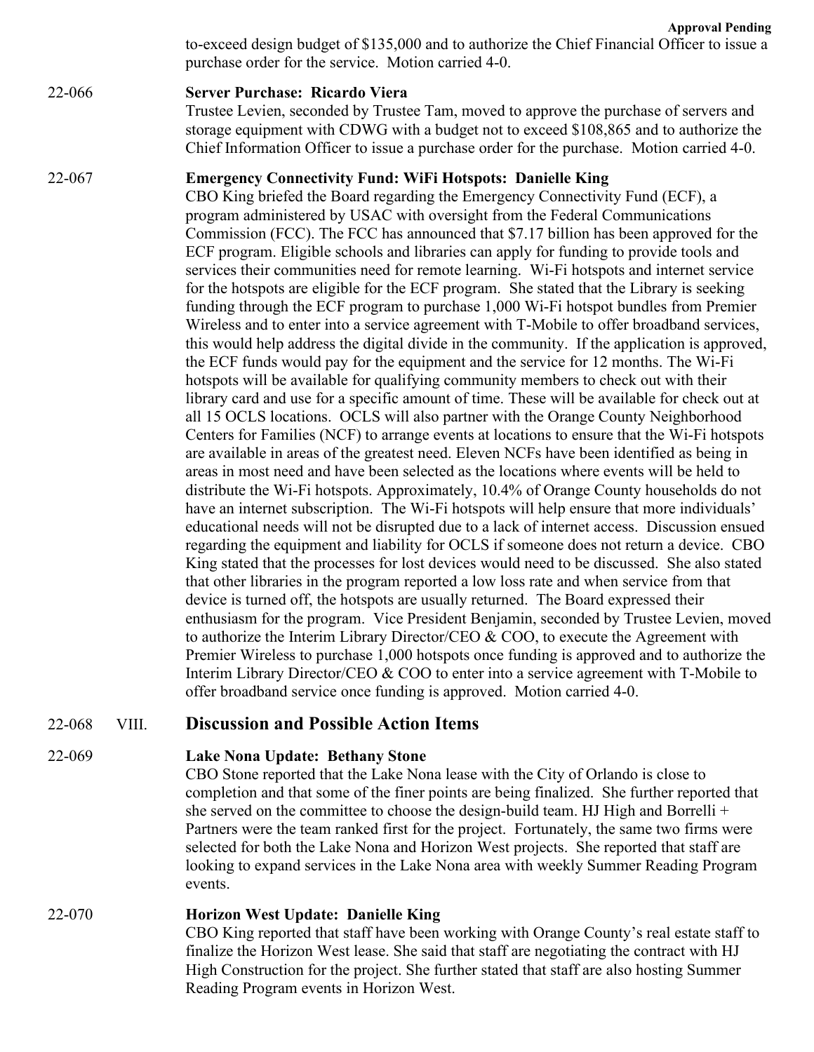to-exceed design budget of $135,000 and to authorize the Chief Financial Officer to issue a purchase order for the service. Motion carried 4-0.

22-066 **Server Purchase: Ricardo Viera**

Trustee Levien, seconded by Trustee Tam, moved to approve the purchase of servers and storage equipment with CDWG with a budget not to exceed $108,865 and to authorize the Chief Information Officer to issue a purchase order for the purchase. Motion carried 4-0.

22-067 **Emergency Connectivity Fund: WiFi Hotspots: Danielle King**

CBO King briefed the Board regarding the Emergency Connectivity Fund (ECF), a program administered by USAC with oversight from the Federal Communications Commission (FCC). The FCC has announced that $7.17 billion has been approved for the ECF program. Eligible schools and libraries can apply for funding to provide tools and services their communities need for remote learning. Wi-Fi hotspots and internet service for the hotspots are eligible for the ECF program. She stated that the Library is seeking funding through the ECF program to purchase 1,000 Wi-Fi hotspot bundles from Premier Wireless and to enter into a service agreement with T-Mobile to offer broadband services, this would help address the digital divide in the community. If the application is approved, the ECF funds would pay for the equipment and the service for 12 months. The Wi-Fi hotspots will be available for qualifying community members to check out with their library card and use for a specific amount of time. These will be available for check out at all 15 OCLS locations. OCLS will also partner with the Orange County Neighborhood Centers for Families (NCF) to arrange events at locations to ensure that the Wi-Fi hotspots are available in areas of the greatest need. Eleven NCFs have been identified as being in areas in most need and have been selected as the locations where events will be held to distribute the Wi-Fi hotspots. Approximately, 10.4% of Orange County households do not have an internet subscription. The Wi-Fi hotspots will help ensure that more individuals' educational needs will not be disrupted due to a lack of internet access. Discussion ensued regarding the equipment and liability for OCLS if someone does not return a device. CBO King stated that the processes for lost devices would need to be discussed. She also stated that other libraries in the program reported a low loss rate and when service from that device is turned off, the hotspots are usually returned. The Board expressed their enthusiasm for the program. Vice President Benjamin, seconded by Trustee Levien, moved to authorize the Interim Library Director/CEO & COO, to execute the Agreement with Premier Wireless to purchase 1,000 hotspots once funding is approved and to authorize the Interim Library Director/CEO & COO to enter into a service agreement with T-Mobile to offer broadband service once funding is approved. Motion carried 4-0.

## 22-068 VIII. Discussion and Possible Action Items

22-069 **Lake Nona Update: Bethany Stone**

CBO Stone reported that the Lake Nona lease with the City of Orlando is close to completion and that some of the finer points are being finalized. She further reported that she served on the committee to choose the design-build team. HJ High and Borrelli + Partners were the team ranked first for the project. Fortunately, the same two firms were selected for both the Lake Nona and Horizon West projects. She reported that staff are looking to expand services in the Lake Nona area with weekly Summer Reading Program events.

22-070 **Horizon West Update: Danielle King**

CBO King reported that staff have been working with Orange County's real estate staff to finalize the Horizon West lease. She said that staff are negotiating the contract with HJ High Construction for the project. She further stated that staff are also hosting Summer Reading Program events in Horizon West.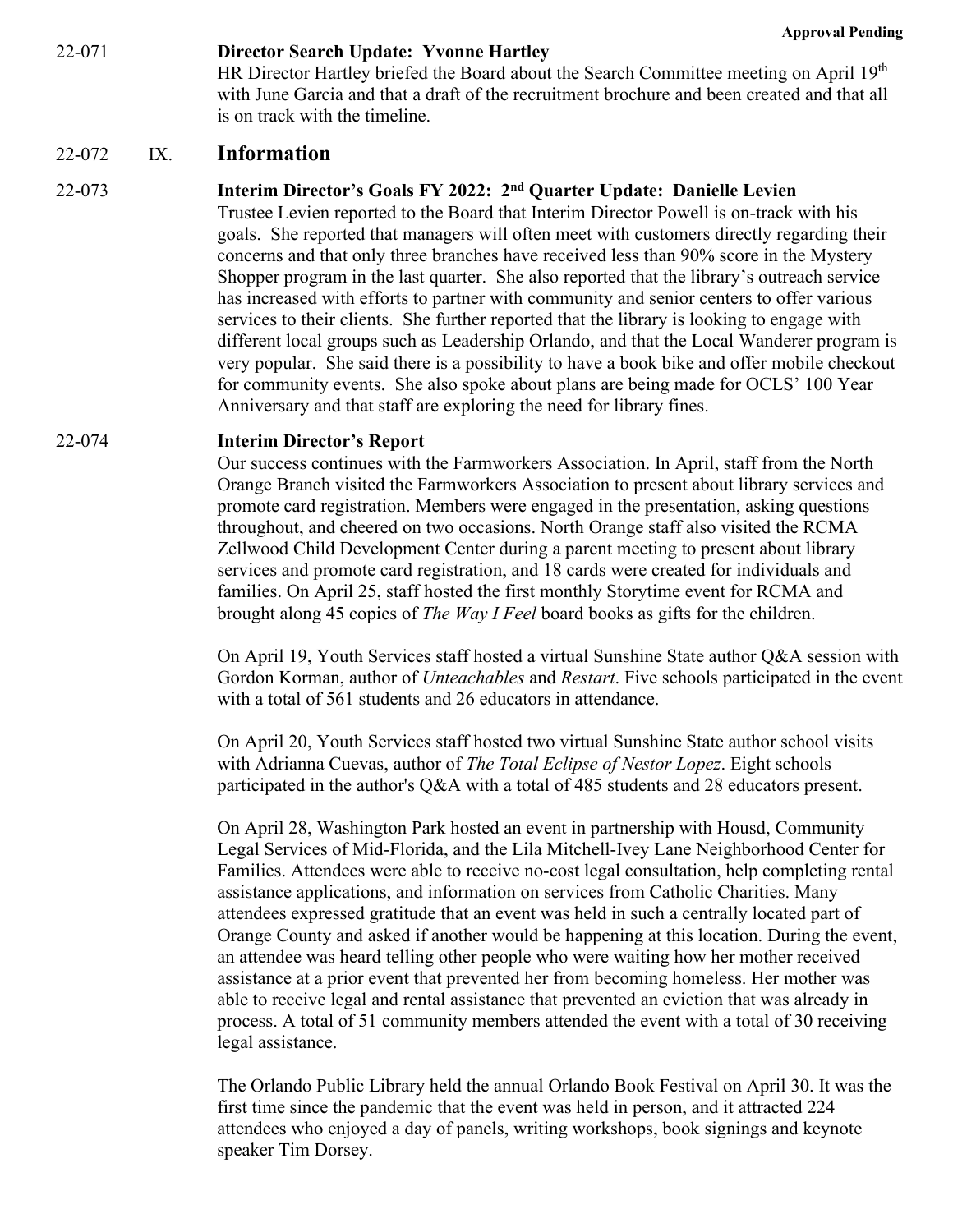**Approval Pending**

22-071 **Director Search Update: Yvonne Hartley**

HR Director Hartley briefed the Board about the Search Committee meeting on April 19th with June Garcia and that a draft of the recruitment brochure and been created and that all is on track with the timeline.

## 22-072 IX. Information

22-073 **Interim Director's Goals FY 2022: 2nd Quarter Update: Danielle Levien**

Trustee Levien reported to the Board that Interim Director Powell is on-track with his goals. She reported that managers will often meet with customers directly regarding their concerns and that only three branches have received less than 90% score in the Mystery Shopper program in the last quarter. She also reported that the library's outreach service has increased with efforts to partner with community and senior centers to offer various services to their clients. She further reported that the library is looking to engage with different local groups such as Leadership Orlando, and that the Local Wanderer program is very popular. She said there is a possibility to have a book bike and offer mobile checkout for community events. She also spoke about plans are being made for OCLS' 100 Year Anniversary and that staff are exploring the need for library fines.

22-074 **Interim Director's Report**

Our success continues with the Farmworkers Association. In April, staff from the North Orange Branch visited the Farmworkers Association to present about library services and promote card registration. Members were engaged in the presentation, asking questions throughout, and cheered on two occasions. North Orange staff also visited the RCMA Zellwood Child Development Center during a parent meeting to present about library services and promote card registration, and 18 cards were created for individuals and families. On April 25, staff hosted the first monthly Storytime event for RCMA and brought along 45 copies of *The Way I Feel* board books as gifts for the children.

On April 19, Youth Services staff hosted a virtual Sunshine State author Q&A session with Gordon Korman, author of *Unteachables* and *Restart*. Five schools participated in the event with a total of 561 students and 26 educators in attendance.

On April 20, Youth Services staff hosted two virtual Sunshine State author school visits with Adrianna Cuevas, author of *The Total Eclipse of Nestor Lopez*. Eight schools participated in the author's Q&A with a total of 485 students and 28 educators present.

On April 28, Washington Park hosted an event in partnership with Housd, Community Legal Services of Mid-Florida, and the Lila Mitchell-Ivey Lane Neighborhood Center for Families. Attendees were able to receive no-cost legal consultation, help completing rental assistance applications, and information on services from Catholic Charities. Many attendees expressed gratitude that an event was held in such a centrally located part of Orange County and asked if another would be happening at this location. During the event, an attendee was heard telling other people who were waiting how her mother received assistance at a prior event that prevented her from becoming homeless. Her mother was able to receive legal and rental assistance that prevented an eviction that was already in process. A total of 51 community members attended the event with a total of 30 receiving legal assistance.

The Orlando Public Library held the annual Orlando Book Festival on April 30. It was the first time since the pandemic that the event was held in person, and it attracted 224 attendees who enjoyed a day of panels, writing workshops, book signings and keynote speaker Tim Dorsey.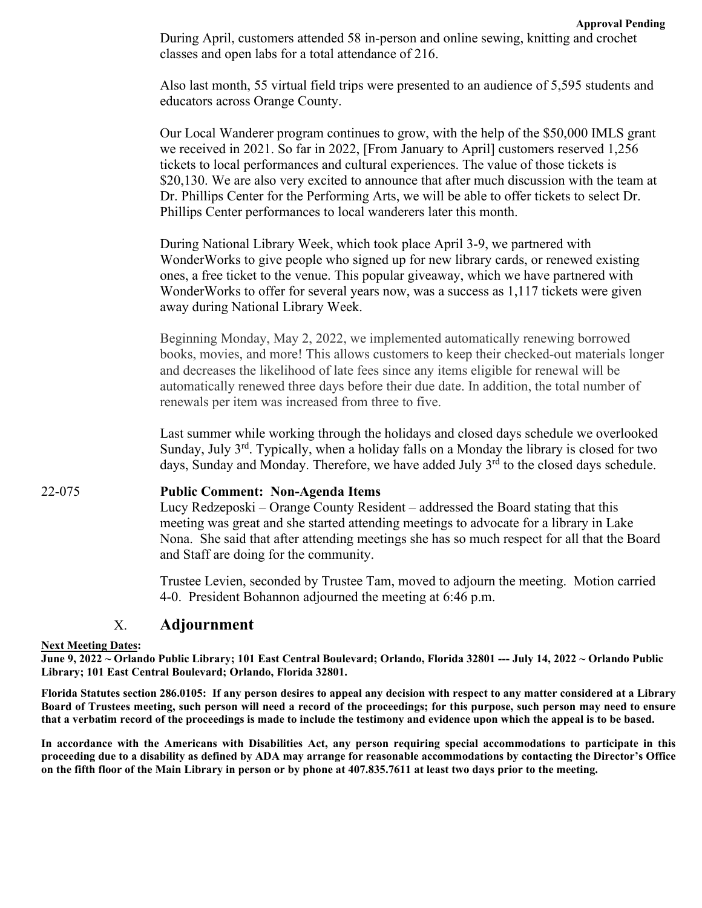**Approval Pending**

During April, customers attended 58 in-person and online sewing, knitting and crochet classes and open labs for a total attendance of 216.

Also last month, 55 virtual field trips were presented to an audience of 5,595 students and educators across Orange County.

Our Local Wanderer program continues to grow, with the help of the $50,000 IMLS grant we received in 2021. So far in 2022, [From January to April] customers reserved 1,256 tickets to local performances and cultural experiences. The value of those tickets is $20,130. We are also very excited to announce that after much discussion with the team at Dr. Phillips Center for the Performing Arts, we will be able to offer tickets to select Dr. Phillips Center performances to local wanderers later this month.

During National Library Week, which took place April 3-9, we partnered with WonderWorks to give people who signed up for new library cards, or renewed existing ones, a free ticket to the venue. This popular giveaway, which we have partnered with WonderWorks to offer for several years now, was a success as 1,117 tickets were given away during National Library Week.

Beginning Monday, May 2, 2022, we implemented automatically renewing borrowed books, movies, and more! This allows customers to keep their checked-out materials longer and decreases the likelihood of late fees since any items eligible for renewal will be automatically renewed three days before their due date. In addition, the total number of renewals per item was increased from three to five.

Last summer while working through the holidays and closed days schedule we overlooked Sunday, July 3rd. Typically, when a holiday falls on a Monday the library is closed for two days, Sunday and Monday. Therefore, we have added July 3rd to the closed days schedule.

22-075 **Public Comment: Non-Agenda Items**

Lucy Redzeposki – Orange County Resident – addressed the Board stating that this meeting was great and she started attending meetings to advocate for a library in Lake Nona. She said that after attending meetings she has so much respect for all that the Board and Staff are doing for the community.

Trustee Levien, seconded by Trustee Tam, moved to adjourn the meeting. Motion carried 4-0. President Bohannon adjourned the meeting at 6:46 p.m.

## X. Adjournment

**Next Meeting Dates:**

**June 9, 2022 ~ Orlando Public Library; 101 East Central Boulevard; Orlando, Florida 32801 --- July 14, 2022 ~ Orlando Public Library; 101 East Central Boulevard; Orlando, Florida 32801.**

**Florida Statutes section 286.0105: If any person desires to appeal any decision with respect to any matter considered at a Library Board of Trustees meeting, such person will need a record of the proceedings; for this purpose, such person may need to ensure that a verbatim record of the proceedings is made to include the testimony and evidence upon which the appeal is to be based.**

**In accordance with the Americans with Disabilities Act, any person requiring special accommodations to participate in this proceeding due to a disability as defined by ADA may arrange for reasonable accommodations by contacting the Director's Office on the fifth floor of the Main Library in person or by phone at 407.835.7611 at least two days prior to the meeting.**